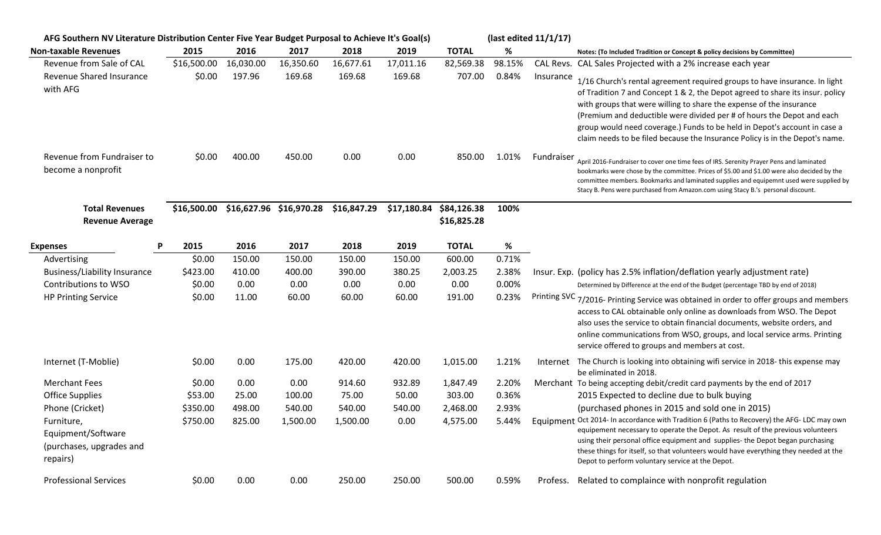**AFG Southern NV Literature Distribution Center Five Year Budget Purposal to Achieve It's Goal(s)** **(last edited 11/1/17)**

| Non-taxable Revenues | 2015 | 2016 | 2017 | 2018 | 2019 | TOTAL | % | | Notes: (To Included Tradition or Concept & policy decisions by Committee) |
|---|---|---|---|---|---|---|---|---|---|
| Revenue from Sale of CAL | $16,500.00 | 16,030.00 | 16,350.60 | 16,677.61 | 17,011.16 | 82,569.38 | 98.15% | CAL Revs. | CAL Sales Projected with a 2% increase each year |
| Revenue Shared Insurance with AFG | $0.00 | 197.96 | 169.68 | 169.68 | 169.68 | 707.00 | 0.84% | Insurance | 1/16 Church's rental agreement required groups to have insurance. In light of Tradition 7 and Concept 1 & 2, the Depot agreed to share its insur. policy with groups that were willing to share the expense of the insurance (Premium and deductible were divided per # of hours the Depot and each group would need coverage.) Funds to be held in Depot's account in case a claim needs to be filed because the Insurance Policy is in the Depot's name. |
| Revenue from Fundraiser to become a nonprofit | $0.00 | 400.00 | 450.00 | 0.00 | 0.00 | 850.00 | 1.01% | Fundraiser | April 2016-Fundraiser to cover one time fees of IRS. Serenity Prayer Pens and laminated bookmarks were chose by the committee. Prices of $5.00 and $1.00 were also decided by the committee members. Bookmarks and laminated supplies and equipemnt used were supplied by Stacy B. Pens were purchased from Amazon.com using Stacy B.'s personal discount. |
| **Total Revenues** | **$16,500.00** | **$16,627.96** | **$16,970.28** | **$16,847.29** | **$17,180.84** | **$84,126.38** | **100%** | | |
| **Revenue Average** | | | | | | **$16,825.28** | | | |

| Expenses | 2015 | 2016 | 2017 | 2018 | 2019 | TOTAL | % | | |
|---|---|---|---|---|---|---|---|---|---|
| Advertising | $0.00 | 150.00 | 150.00 | 150.00 | 150.00 | 600.00 | 0.71% | | |
| Business/Liability Insurance | $423.00 | 410.00 | 400.00 | 390.00 | 380.25 | 2,003.25 | 2.38% | Insur. Exp. | (policy has 2.5% inflation/deflation yearly adjustment rate) |
| Contributions to WSO | $0.00 | 0.00 | 0.00 | 0.00 | 0.00 | 0.00 | 0.00% | | Determined by Difference at the end of the Budget (percentage TBD by end of 2018) |
| HP Printing Service | $0.00 | 11.00 | 60.00 | 60.00 | 60.00 | 191.00 | 0.23% | Printing SVC | 7/2016- Printing Service was obtained in order to offer groups and members access to CAL obtainable only online as downloads from WSO. The Depot also uses the service to obtain financial documents, website orders, and online communications from WSO, groups, and local service arms. Printing service offered to groups and members at cost. |
| Internet (T-Moblie) | $0.00 | 0.00 | 175.00 | 420.00 | 420.00 | 1,015.00 | 1.21% | Internet | The Church is looking into obtaining wifi service in 2018- this expense may be eliminated in 2018. |
| Merchant Fees | $0.00 | 0.00 | 0.00 | 914.60 | 932.89 | 1,847.49 | 2.20% | Merchant | To being accepting debit/credit card payments by the end of 2017 |
| Office Supplies | $53.00 | 25.00 | 100.00 | 75.00 | 50.00 | 303.00 | 0.36% | | 2015 Expected to decline due to bulk buying |
| Phone (Cricket) | $350.00 | 498.00 | 540.00 | 540.00 | 540.00 | 2,468.00 | 2.93% | | (purchased phones in 2015 and sold one in 2015) |
| Furniture, Equipment/Software (purchases, upgrades and repairs) | $750.00 | 825.00 | 1,500.00 | 1,500.00 | 0.00 | 4,575.00 | 5.44% | Equipment | Oct 2014- In accordance with Tradition 6 (Paths to Recovery) the AFG- LDC may own equipement necessary to operate the Depot. As result of the previous volunteers using their personal office equipment and supplies- the Depot began purchasing these things for itself, so that volunteers would have everything they needed at the Depot to perform voluntary service at the Depot. |
| Professional Services | $0.00 | 0.00 | 0.00 | 250.00 | 250.00 | 500.00 | 0.59% | Profess. | Related to complaince with nonprofit regulation |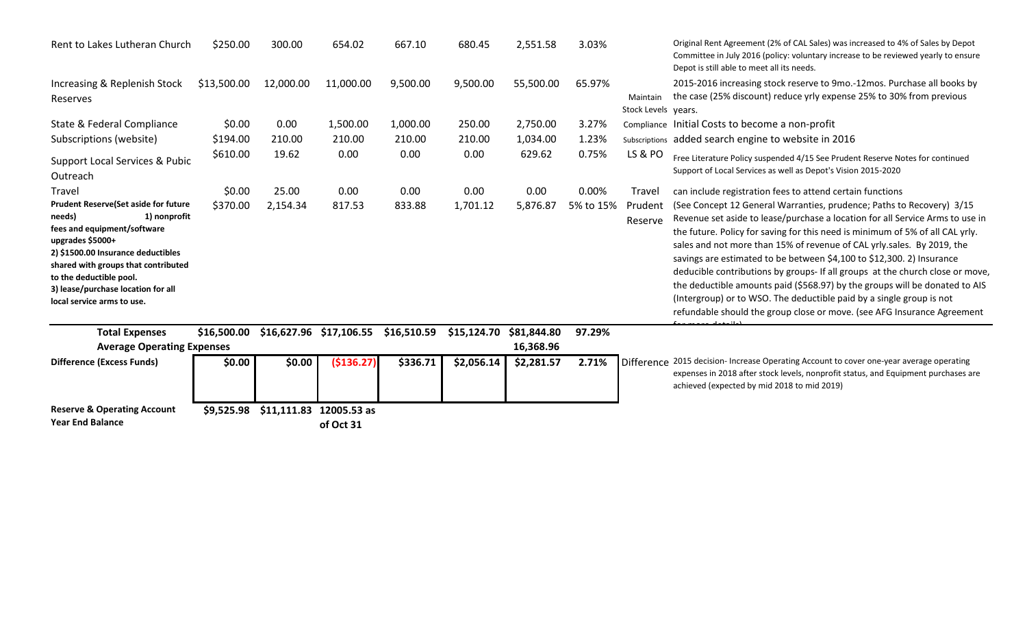| | | | | | | | | | |
|---|---|---|---|---|---|---|---|---|---|
| Rent to Lakes Lutheran Church | $250.00 | 300.00 | 654.02 | 667.10 | 680.45 | 2,551.58 | 3.03% | | Original Rent Agreement (2% of CAL Sales) was increased to 4% of Sales by Depot Committee in July 2016 (policy: voluntary increase to be reviewed yearly to ensure Depot is still able to meet all its needs. |
| Increasing & Replenish Stock Reserves | $13,500.00 | 12,000.00 | 11,000.00 | 9,500.00 | 9,500.00 | 55,500.00 | 65.97% | Maintain Stock Levels | 2015-2016 increasing stock reserve to 9mo.-12mos. Purchase all books by the case (25% discount) reduce yrly expense 25% to 30% from previous years. |
| State & Federal Compliance | $0.00 | 0.00 | 1,500.00 | 1,000.00 | 250.00 | 2,750.00 | 3.27% | Compliance | Initial Costs to become a non-profit |
| Subscriptions (website) | $194.00 | 210.00 | 210.00 | 210.00 | 210.00 | 1,034.00 | 1.23% | Subscriptions | added search engine to website in 2016 |
| Support Local Services & Pubic Outreach | $610.00 | 19.62 | 0.00 | 0.00 | 0.00 | 629.62 | 0.75% | LS & PO | Free Literature Policy suspended 4/15 See Prudent Reserve Notes for continued Support of Local Services as well as Depot's Vision 2015-2020 |
| Travel | $0.00 | 25.00 | 0.00 | 0.00 | 0.00 | 0.00 | 0.00% | Travel | can include registration fees to attend certain functions |
| **Prudent Reserve(Set aside for future needs) 1) nonprofit fees and equipment/software upgrades $5000+ 2) $1500.00 Insurance deductibles shared with groups that contributed to the deductible pool. 3) lease/purchase location for all local service arms to use.** | $370.00 | 2,154.34 | 817.53 | 833.88 | 1,701.12 | 5,876.87 | 5% to 15% | Prudent Reserve | (See Concept 12 General Warranties, prudence; Paths to Recovery) 3/15 Revenue set aside to lease/purchase a location for all Service Arms to use in the future. Policy for saving for this need is minimum of 5% of all CAL yrly. sales and not more than 15% of revenue of CAL yrly.sales. By 2019, the savings are estimated to be between $4,100 to $12,300. 2) Insurance deducible contributions by groups- If all groups at the church close or move, the deductible amounts paid ($568.97) by the groups will be donated to AIS (Intergroup) or to WSO. The deductible paid by a single group is not refundable should the group close or move. (see AFG Insurance Agreement for more details) |
| **Total Expenses** | **$16,500.00** | **$16,627.96** | **$17,106.55** | **$16,510.59** | **$15,124.70** | **$81,844.80** | **97.29%** | | |
| **Average Operating Expenses** | | | | | | **16,368.96** | | | |
| **Difference (Excess Funds)** | **$0.00** | **$0.00** | **($136.27)** | **$336.71** | **$2,056.14** | **$2,281.57** | **2.71%** | Difference | 2015 decision- Increase Operating Account to cover one-year average operating expenses in 2018 after stock levels, nonprofit status, and Equipment purchases are achieved (expected by mid 2018 to mid 2019) |
| **Reserve & Operating Account Year End Balance** | **$9,525.98** | **$11,111.83** | **12005.53 as of Oct 31** | | | | | | |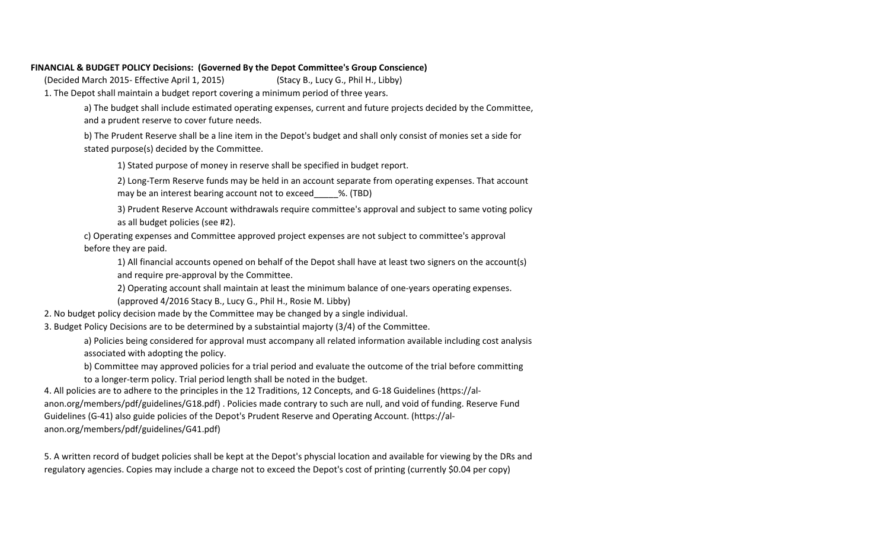**FINANCIAL & BUDGET POLICY Decisions: (Governed By the Depot Committee's Group Conscience)**

(Decided March 2015- Effective April 1, 2015) (Stacy B., Lucy G., Phil H., Libby)

1. The Depot shall maintain a budget report covering a minimum period of three years.

    a) The budget shall include estimated operating expenses, current and future projects decided by the Committee, and a prudent reserve to cover future needs.

    b) The Prudent Reserve shall be a line item in the Depot's budget and shall only consist of monies set a side for stated purpose(s) decided by the Committee.

        1) Stated purpose of money in reserve shall be specified in budget report.

        2) Long-Term Reserve funds may be held in an account separate from operating expenses. That account may be an interest bearing account not to exceed_____%. (TBD)

        3) Prudent Reserve Account withdrawals require committee's approval and subject to same voting policy as all budget policies (see #2).

    c) Operating expenses and Committee approved project expenses are not subject to committee's approval before they are paid.

        1) All financial accounts opened on behalf of the Depot shall have at least two signers on the account(s) and require pre-approval by the Committee.

        2) Operating account shall maintain at least the minimum balance of one-years operating expenses. (approved 4/2016 Stacy B., Lucy G., Phil H., Rosie M. Libby)

2. No budget policy decision made by the Committee may be changed by a single individual.

3. Budget Policy Decisions are to be determined by a substaintial majorty (3/4) of the Committee.

    a) Policies being considered for approval must accompany all related information available including cost analysis associated with adopting the policy.

    b) Committee may approved policies for a trial period and evaluate the outcome of the trial before committing to a longer-term policy. Trial period length shall be noted in the budget.

4. All policies are to adhere to the principles in the 12 Traditions, 12 Concepts, and G-18 Guidelines (https://al-anon.org/members/pdf/guidelines/G18.pdf) . Policies made contrary to such are null, and void of funding. Reserve Fund Guidelines (G-41) also guide policies of the Depot's Prudent Reserve and Operating Account. (https://al-anon.org/members/pdf/guidelines/G41.pdf)

5. A written record of budget policies shall be kept at the Depot's physcial location and available for viewing by the DRs and regulatory agencies. Copies may include a charge not to exceed the Depot's cost of printing (currently $0.04 per copy)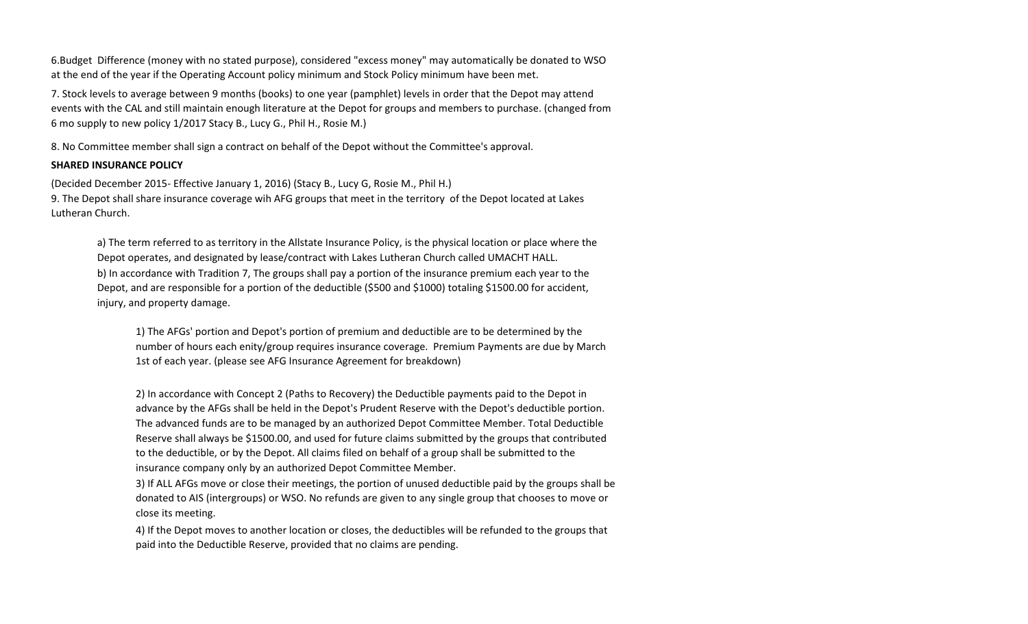6.Budget Difference (money with no stated purpose), considered "excess money" may automatically be donated to WSO at the end of the year if the Operating Account policy minimum and Stock Policy minimum have been met.

7. Stock levels to average between 9 months (books) to one year (pamphlet) levels in order that the Depot may attend events with the CAL and still maintain enough literature at the Depot for groups and members to purchase. (changed from 6 mo supply to new policy 1/2017 Stacy B., Lucy G., Phil H., Rosie M.)

8. No Committee member shall sign a contract on behalf of the Depot without the Committee's approval.

**SHARED INSURANCE POLICY**

(Decided December 2015- Effective January 1, 2016) (Stacy B., Lucy G, Rosie M., Phil H.)
9. The Depot shall share insurance coverage wih AFG groups that meet in the territory of the Depot located at Lakes Lutheran Church.

> a) The term referred to as territory in the Allstate Insurance Policy, is the physical location or place where the Depot operates, and designated by lease/contract with Lakes Lutheran Church called UMACHT HALL.
> b) In accordance with Tradition 7, The groups shall pay a portion of the insurance premium each year to the Depot, and are responsible for a portion of the deductible ($500 and $1000) totaling $1500.00 for accident, injury, and property damage.
>
> > 1) The AFGs' portion and Depot's portion of premium and deductible are to be determined by the number of hours each enity/group requires insurance coverage. Premium Payments are due by March 1st of each year. (please see AFG Insurance Agreement for breakdown)
> >
> > 2) In accordance with Concept 2 (Paths to Recovery) the Deductible payments paid to the Depot in advance by the AFGs shall be held in the Depot's Prudent Reserve with the Depot's deductible portion. The advanced funds are to be managed by an authorized Depot Committee Member. Total Deductible Reserve shall always be $1500.00, and used for future claims submitted by the groups that contributed to the deductible, or by the Depot. All claims filed on behalf of a group shall be submitted to the insurance company only by an authorized Depot Committee Member.
> > 3) If ALL AFGs move or close their meetings, the portion of unused deductible paid by the groups shall be donated to AIS (intergroups) or WSO. No refunds are given to any single group that chooses to move or close its meeting.
> >
> > 4) If the Depot moves to another location or closes, the deductibles will be refunded to the groups that paid into the Deductible Reserve, provided that no claims are pending.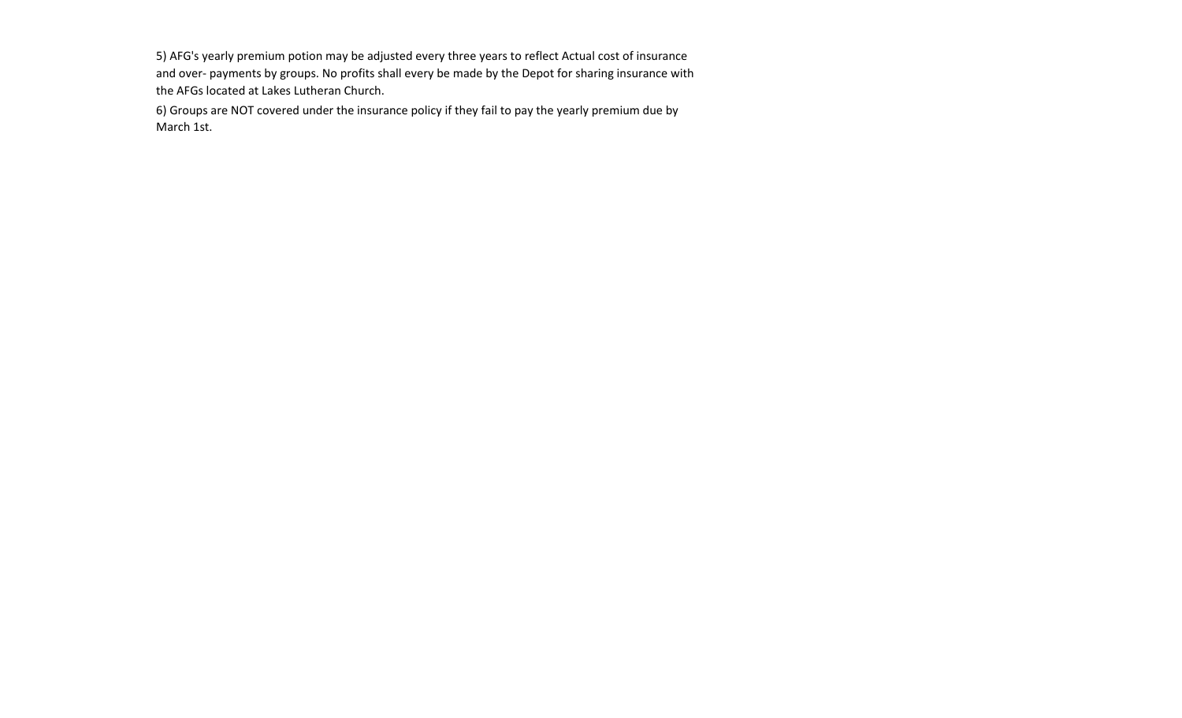5) AFG's yearly premium potion may be adjusted every three years to reflect Actual cost of insurance and over- payments by groups. No profits shall every be made by the Depot for sharing insurance with the AFGs located at Lakes Lutheran Church.

6) Groups are NOT covered under the insurance policy if they fail to pay the yearly premium due by March 1st.